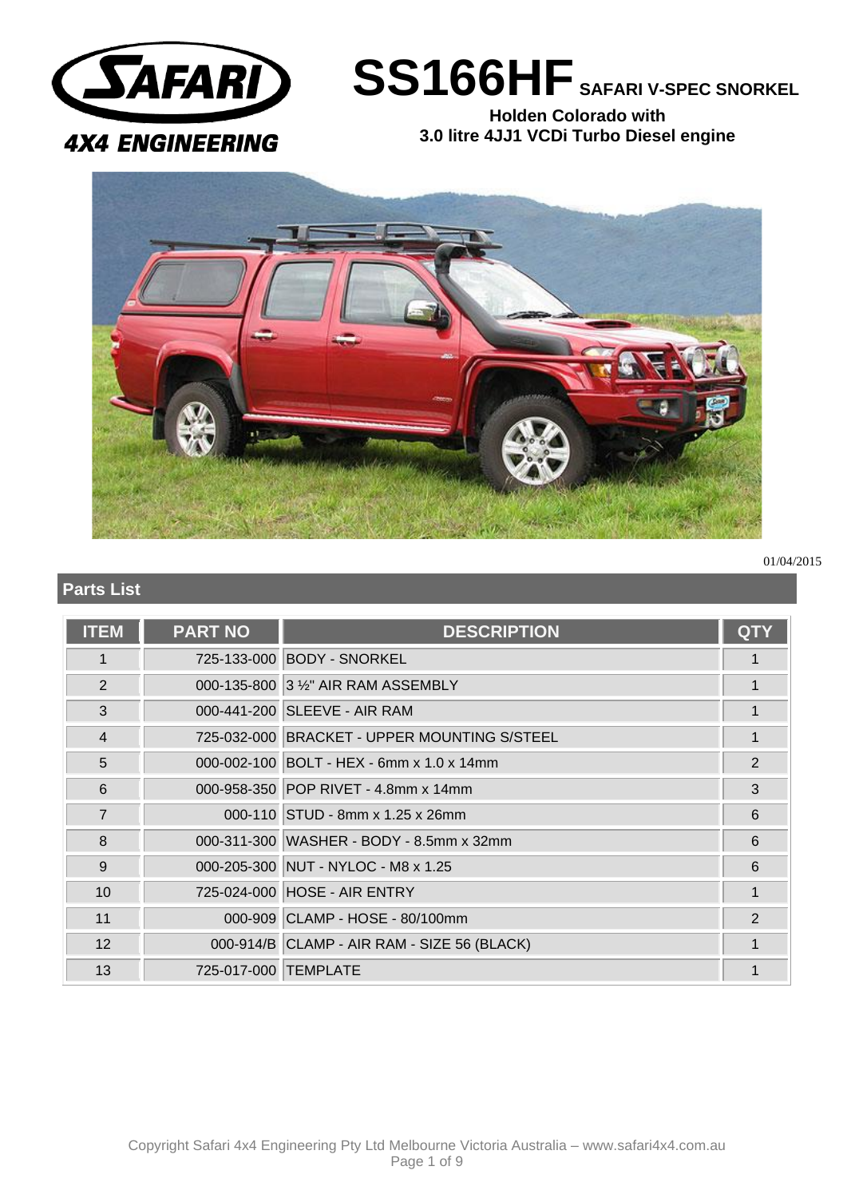# SS166HF SAFARI V-SPEC SNORKEL

**Holden Colorado with**
**3.0 litre 4JJ1 VCDi Turbo Diesel engine**

01/04/2015

## Parts List

| ITEM | PART NO | DESCRIPTION | QTY |
|---|---|---|---|
| 1 | 725-133-000 | BODY - SNORKEL | 1 |
| 2 | 000-135-800 | 3 ½" AIR RAM ASSEMBLY | 1 |
| 3 | 000-441-200 | SLEEVE - AIR RAM | 1 |
| 4 | 725-032-000 | BRACKET - UPPER MOUNTING S/STEEL | 1 |
| 5 | 000-002-100 | BOLT - HEX - 6mm x 1.0 x 14mm | 2 |
| 6 | 000-958-350 | POP RIVET - 4.8mm x 14mm | 3 |
| 7 | 000-110 | STUD - 8mm x 1.25 x 26mm | 6 |
| 8 | 000-311-300 | WASHER - BODY - 8.5mm x 32mm | 6 |
| 9 | 000-205-300 | NUT - NYLOC - M8 x 1.25 | 6 |
| 10 | 725-024-000 | HOSE - AIR ENTRY | 1 |
| 11 | 000-909 | CLAMP - HOSE - 80/100mm | 2 |
| 12 | 000-914/B | CLAMP - AIR RAM - SIZE 56 (BLACK) | 1 |
| 13 | 725-017-000 | TEMPLATE | 1 |

Copyright Safari 4x4 Engineering Pty Ltd Melbourne Victoria Australia – www.safari4x4.com.au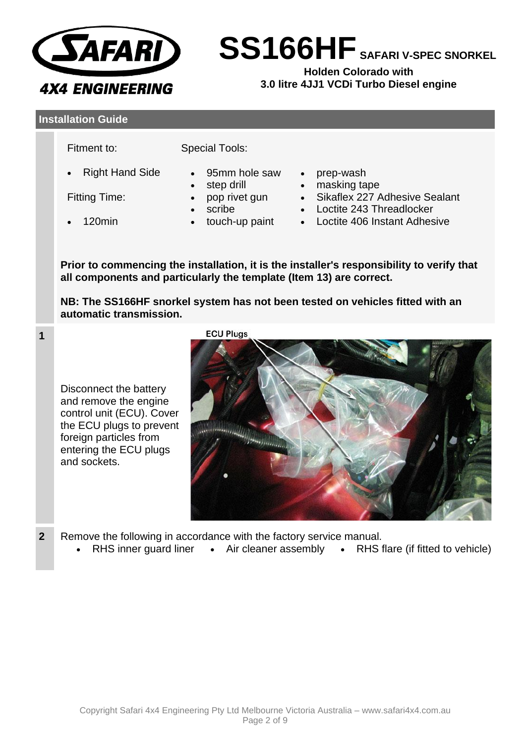# SS166HF SAFARI V-SPEC SNORKEL

**Holden Colorado with 3.0 litre 4JJ1 VCDi Turbo Diesel engine**

SAFARI 4X4 ENGINEERING

## Installation Guide

Fitment to:

- Right Hand Side

Fitting Time:

- 120min

Special Tools:

- 95mm hole saw
- step drill
- pop rivet gun
- scribe
- touch-up paint
- prep-wash
- masking tape
- Sikaflex 227 Adhesive Sealant
- Loctite 243 Threadlocker
- Loctite 406 Instant Adhesive

**Prior to commencing the installation, it is the installer's responsibility to verify that all components and particularly the template (Item 13) are correct.**

**NB: The SS166HF snorkel system has not been tested on vehicles fitted with an automatic transmission.**

**1**

Disconnect the battery and remove the engine control unit (ECU). Cover the ECU plugs to prevent foreign particles from entering the ECU plugs and sockets.

ECU Plugs

**2**

Remove the following in accordance with the factory service manual.

- RHS inner guard liner
- Air cleaner assembly
- RHS flare (if fitted to vehicle)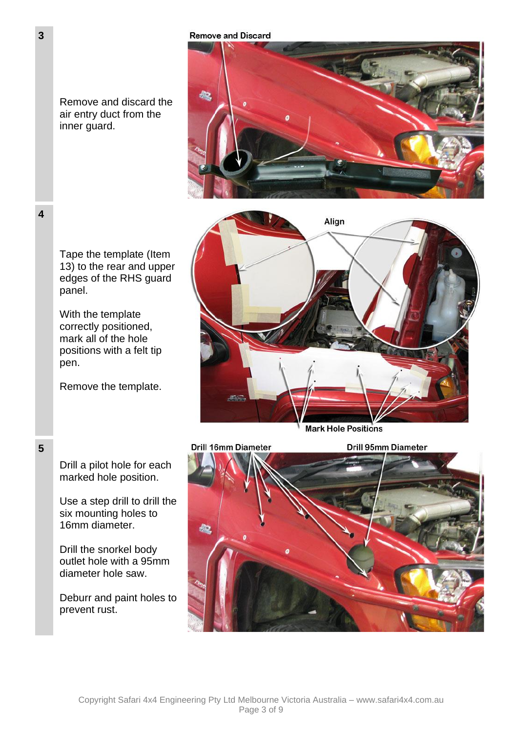**3**

Remove and discard the air entry duct from the inner guard.

Remove and Discard

**4**

Tape the template (Item 13) to the rear and upper edges of the RHS guard panel.

With the template correctly positioned, mark all of the hole positions with a felt tip pen.

Remove the template.

Align

Mark Hole Positions

**5**

Drill a pilot hole for each marked hole position.

Use a step drill to drill the six mounting holes to 16mm diameter.

Drill the snorkel body outlet hole with a 95mm diameter hole saw.

Deburr and paint holes to prevent rust.

Drill 16mm Diameter

Drill 95mm Diameter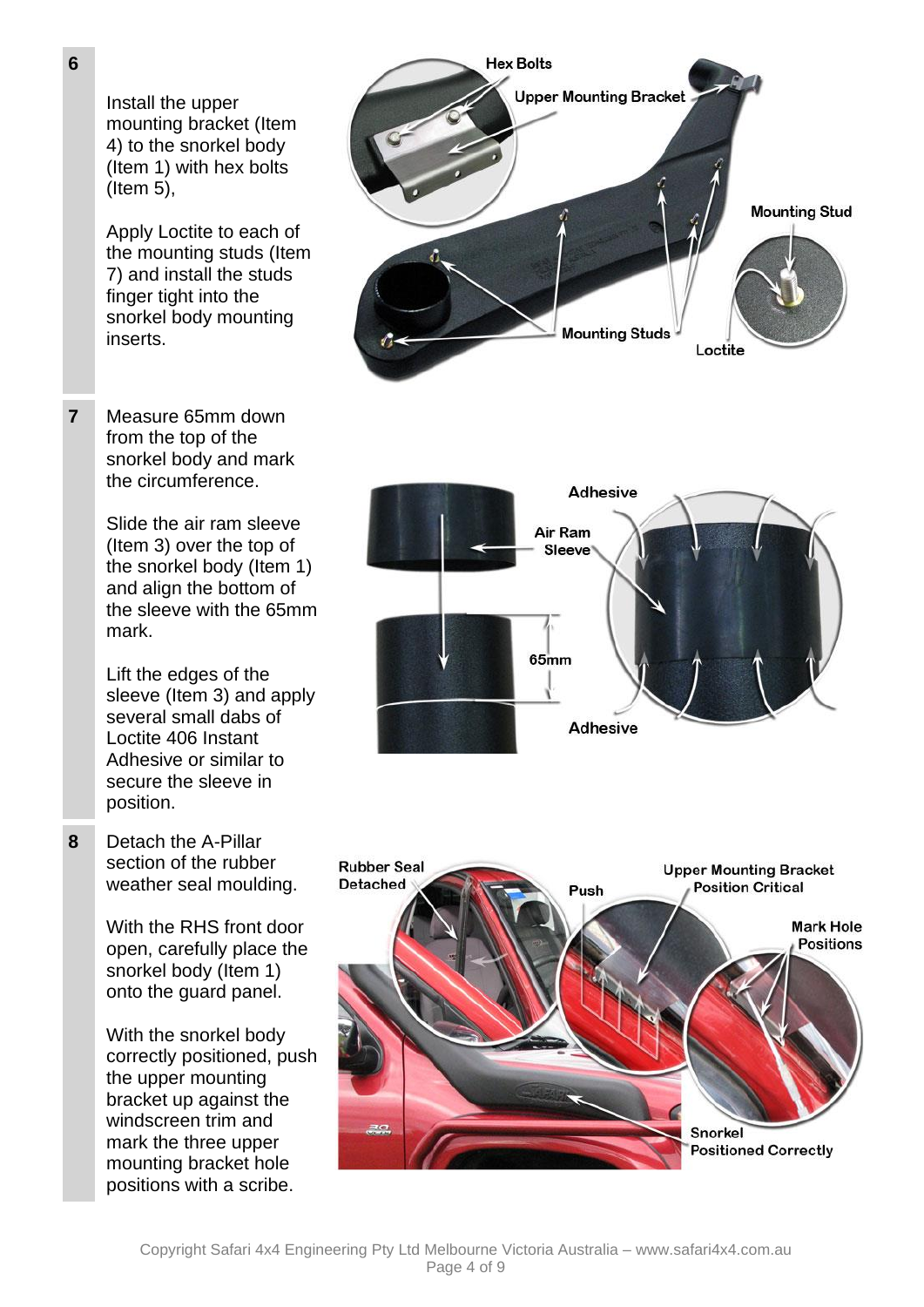**6**

Install the upper mounting bracket (Item 4) to the snorkel body (Item 1) with hex bolts (Item 5),

Apply Loctite to each of the mounting studs (Item 7) and install the studs finger tight into the snorkel body mounting inserts.

Hex Bolts

Upper Mounting Bracket

Mounting Stud

Mounting Studs

Loctite

**7**

Measure 65mm down from the top of the snorkel body and mark the circumference.

Slide the air ram sleeve (Item 3) over the top of the snorkel body (Item 1) and align the bottom of the sleeve with the 65mm mark.

Lift the edges of the sleeve (Item 3) and apply several small dabs of Loctite 406 Instant Adhesive or similar to secure the sleeve in position.

Adhesive

Air Ram Sleeve

65mm

Adhesive

**8**

Detach the A-Pillar section of the rubber weather seal moulding.

With the RHS front door open, carefully place the snorkel body (Item 1) onto the guard panel.

With the snorkel body correctly positioned, push the upper mounting bracket up against the windscreen trim and mark the three upper mounting bracket hole positions with a scribe.

Rubber Seal Detached

Push

Upper Mounting Bracket Position Critical

Mark Hole Positions

Snorkel Positioned Correctly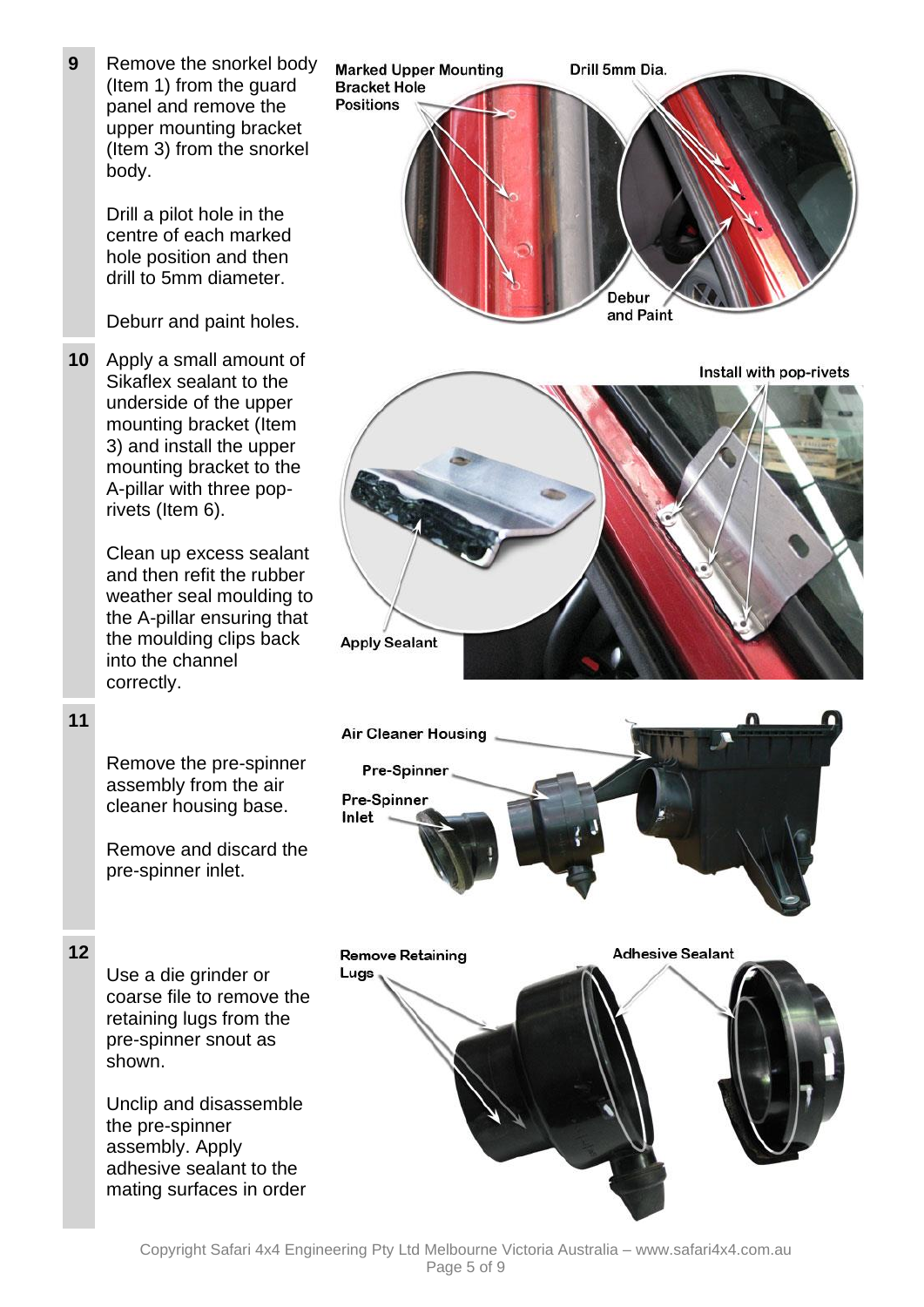**9** Remove the snorkel body (Item 1) from the guard panel and remove the upper mounting bracket (Item 3) from the snorkel body.

Drill a pilot hole in the centre of each marked hole position and then drill to 5mm diameter.

Deburr and paint holes.

Marked Upper Mounting Bracket Hole Positions

Drill 5mm Dia.

Debur and Paint

**10** Apply a small amount of Sikaflex sealant to the underside of the upper mounting bracket (Item 3) and install the upper mounting bracket to the A-pillar with three pop-rivets (Item 6).

Clean up excess sealant and then refit the rubber weather seal moulding to the A-pillar ensuring that the moulding clips back into the channel correctly.

Install with pop-rivets

Apply Sealant

**11** Remove the pre-spinner assembly from the air cleaner housing base.

Remove and discard the pre-spinner inlet.

Air Cleaner Housing

Pre-Spinner

Pre-Spinner Inlet

**12** Use a die grinder or coarse file to remove the retaining lugs from the pre-spinner snout as shown.

Unclip and disassemble the pre-spinner assembly. Apply adhesive sealant to the mating surfaces in order

Remove Retaining Lugs

Adhesive Sealant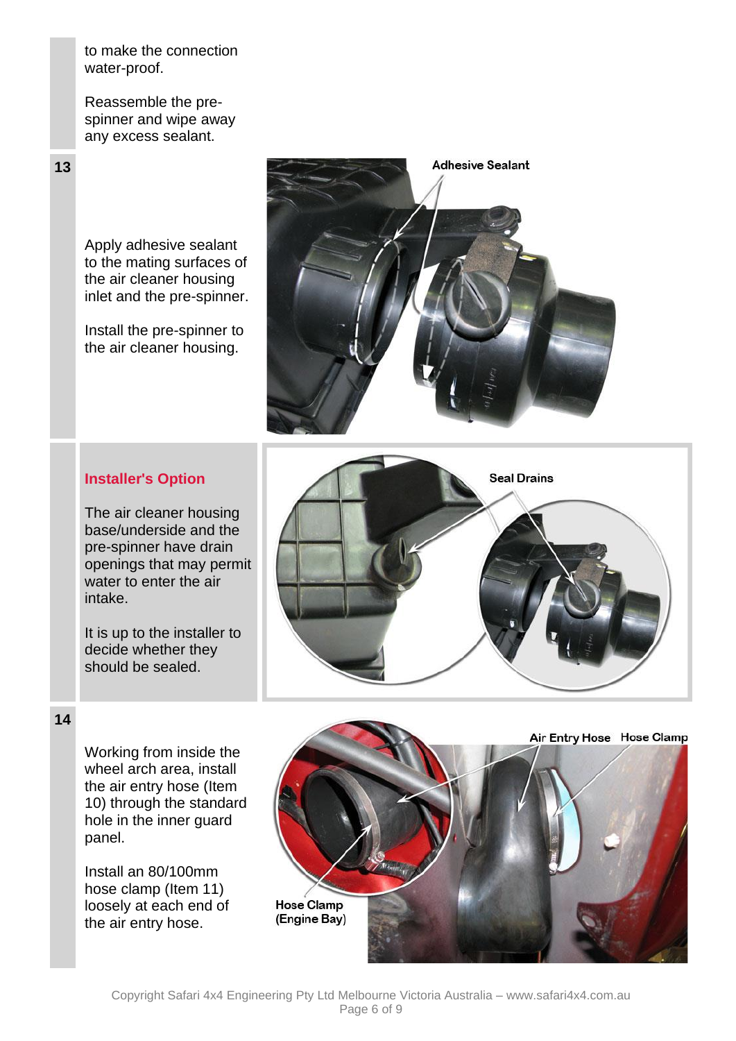to make the connection water-proof.

Reassemble the pre-spinner and wipe away any excess sealant.

**13**

Apply adhesive sealant to the mating surfaces of the air cleaner housing inlet and the pre-spinner.

Install the pre-spinner to the air cleaner housing.

Adhesive Sealant

## Installer's Option

The air cleaner housing base/underside and the pre-spinner have drain openings that may permit water to enter the air intake.

It is up to the installer to decide whether they should be sealed.

Seal Drains

**14**

Working from inside the wheel arch area, install the air entry hose (Item 10) through the standard hole in the inner guard panel.

Install an 80/100mm hose clamp (Item 11) loosely at each end of the air entry hose.

Air Entry Hose

Hose Clamp

Hose Clamp (Engine Bay)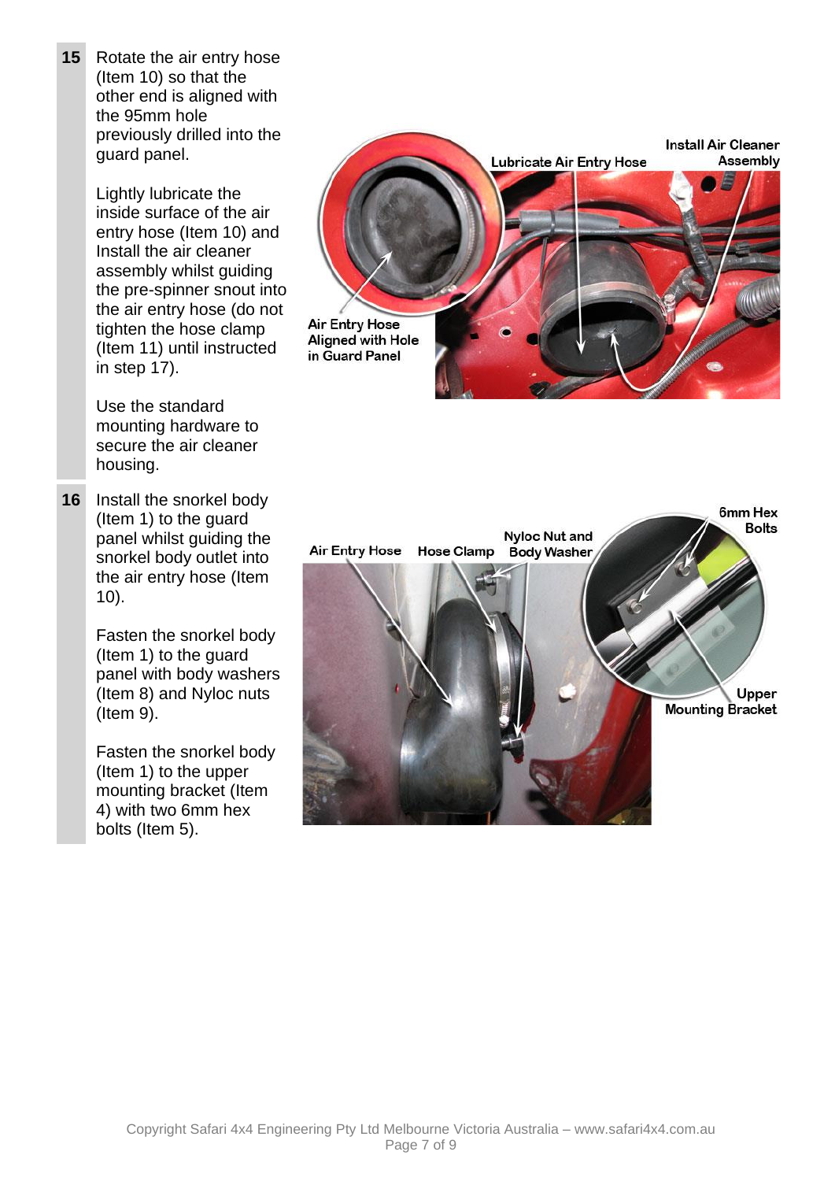**15** Rotate the air entry hose (Item 10) so that the other end is aligned with the 95mm hole previously drilled into the guard panel.

Lightly lubricate the inside surface of the air entry hose (Item 10) and Install the air cleaner assembly whilst guiding the pre-spinner snout into the air entry hose (do not tighten the hose clamp (Item 11) until instructed in step 17).

Use the standard mounting hardware to secure the air cleaner housing.

Lubricate Air Entry Hose

Install Air Cleaner Assembly

Air Entry Hose Aligned with Hole in Guard Panel

**16** Install the snorkel body (Item 1) to the guard panel whilst guiding the snorkel body outlet into the air entry hose (Item 10).

Fasten the snorkel body (Item 1) to the guard panel with body washers (Item 8) and Nyloc nuts (Item 9).

Fasten the snorkel body (Item 1) to the upper mounting bracket (Item 4) with two 6mm hex bolts (Item 5).

Air Entry Hose

Hose Clamp

Nyloc Nut and Body Washer

6mm Hex Bolts

Upper Mounting Bracket

Copyright Safari 4x4 Engineering Pty Ltd Melbourne Victoria Australia – www.safari4x4.com.au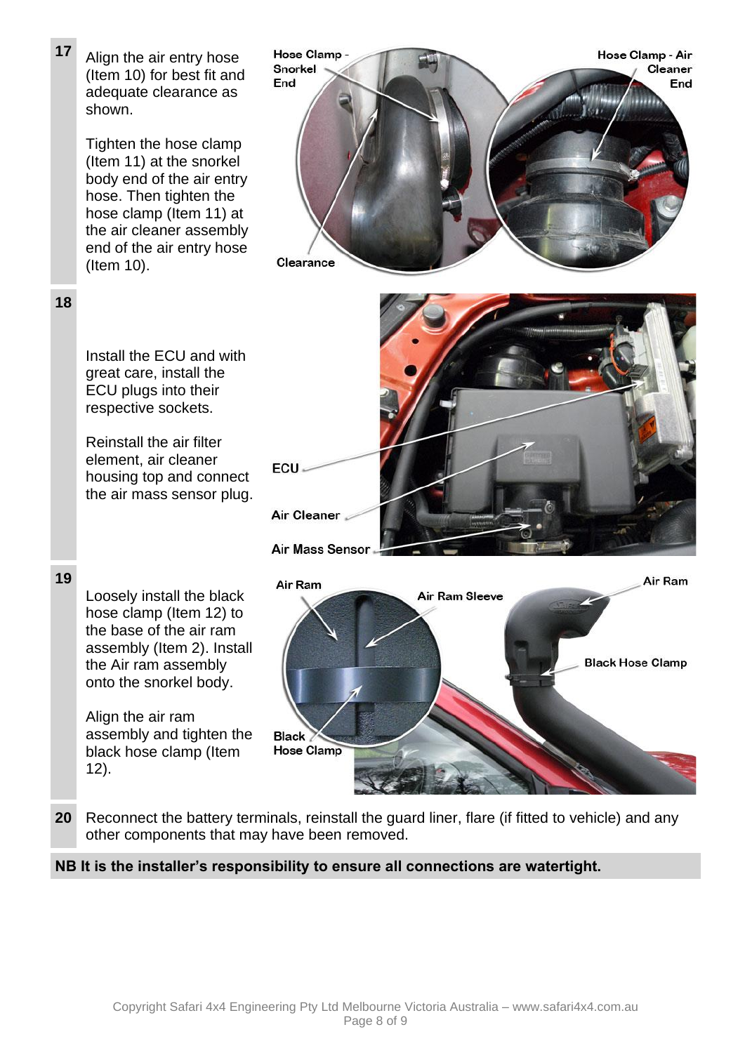**17** Align the air entry hose (Item 10) for best fit and adequate clearance as shown.

Tighten the hose clamp (Item 11) at the snorkel body end of the air entry hose. Then tighten the hose clamp (Item 11) at the air cleaner assembly end of the air entry hose (Item 10).

Hose Clamp - Snorkel End

Hose Clamp - Air Cleaner End

Clearance

**18** Install the ECU and with great care, install the ECU plugs into their respective sockets.

Reinstall the air filter element, air cleaner housing top and connect the air mass sensor plug.

ECU

Air Cleaner

Air Mass Sensor

**19** Loosely install the black hose clamp (Item 12) to the base of the air ram assembly (Item 2). Install the Air ram assembly onto the snorkel body.

Align the air ram assembly and tighten the black hose clamp (Item 12).

Air Ram

Air Ram Sleeve

Air Ram

Black Hose Clamp

Black Hose Clamp

**20** Reconnect the battery terminals, reinstall the guard liner, flare (if fitted to vehicle) and any other components that may have been removed.

**NB It is the installer's responsibility to ensure all connections are watertight.**